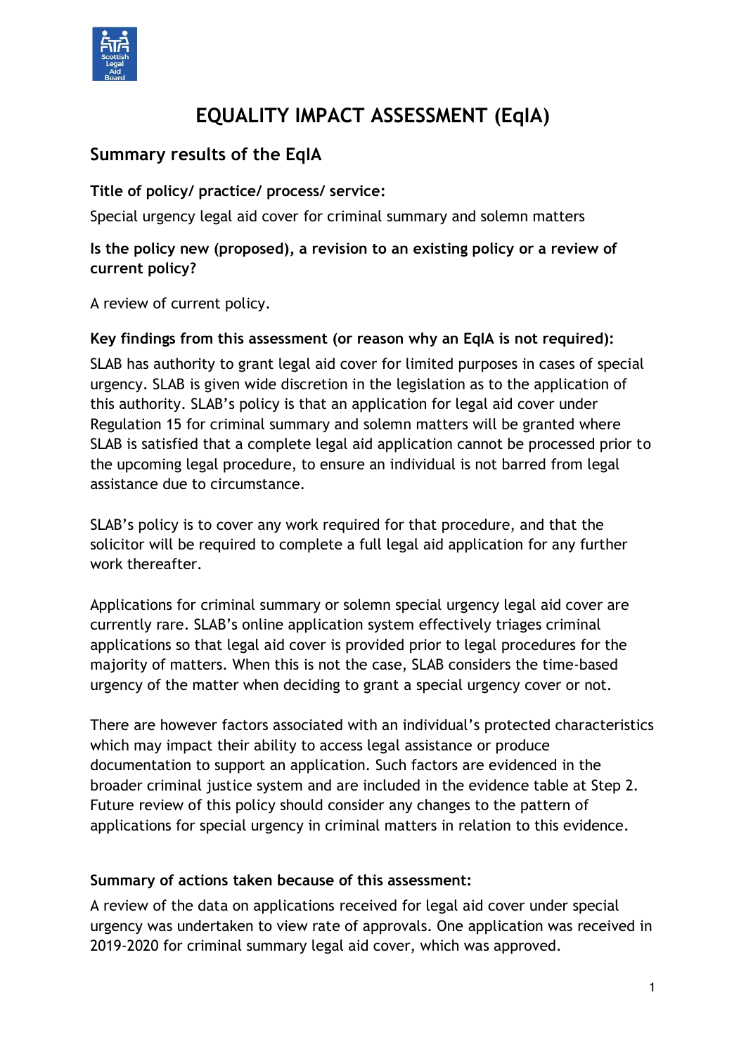# EQUALITY IMPACT ASSESSMENT (EqIA)

## Summary results of the EqIA

**Title of policy/ practice/ process/ service:**

Special urgency legal aid cover for criminal summary and solemn matters

**Is the policy new (proposed), a revision to an existing policy or a review of current policy?**

A review of current policy.

**Key findings from this assessment (or reason why an EqIA is not required):**

SLAB has authority to grant legal aid cover for limited purposes in cases of special urgency. SLAB is given wide discretion in the legislation as to the application of this authority. SLAB's policy is that an application for legal aid cover under Regulation 15 for criminal summary and solemn matters will be granted where SLAB is satisfied that a complete legal aid application cannot be processed prior to the upcoming legal procedure, to ensure an individual is not barred from legal assistance due to circumstance.

SLAB's policy is to cover any work required for that procedure, and that the solicitor will be required to complete a full legal aid application for any further work thereafter.

Applications for criminal summary or solemn special urgency legal aid cover are currently rare. SLAB's online application system effectively triages criminal applications so that legal aid cover is provided prior to legal procedures for the majority of matters. When this is not the case, SLAB considers the time-based urgency of the matter when deciding to grant a special urgency cover or not.

There are however factors associated with an individual's protected characteristics which may impact their ability to access legal assistance or produce documentation to support an application. Such factors are evidenced in the broader criminal justice system and are included in the evidence table at Step 2. Future review of this policy should consider any changes to the pattern of applications for special urgency in criminal matters in relation to this evidence.

**Summary of actions taken because of this assessment:**

A review of the data on applications received for legal aid cover under special urgency was undertaken to view rate of approvals. One application was received in 2019-2020 for criminal summary legal aid cover, which was approved.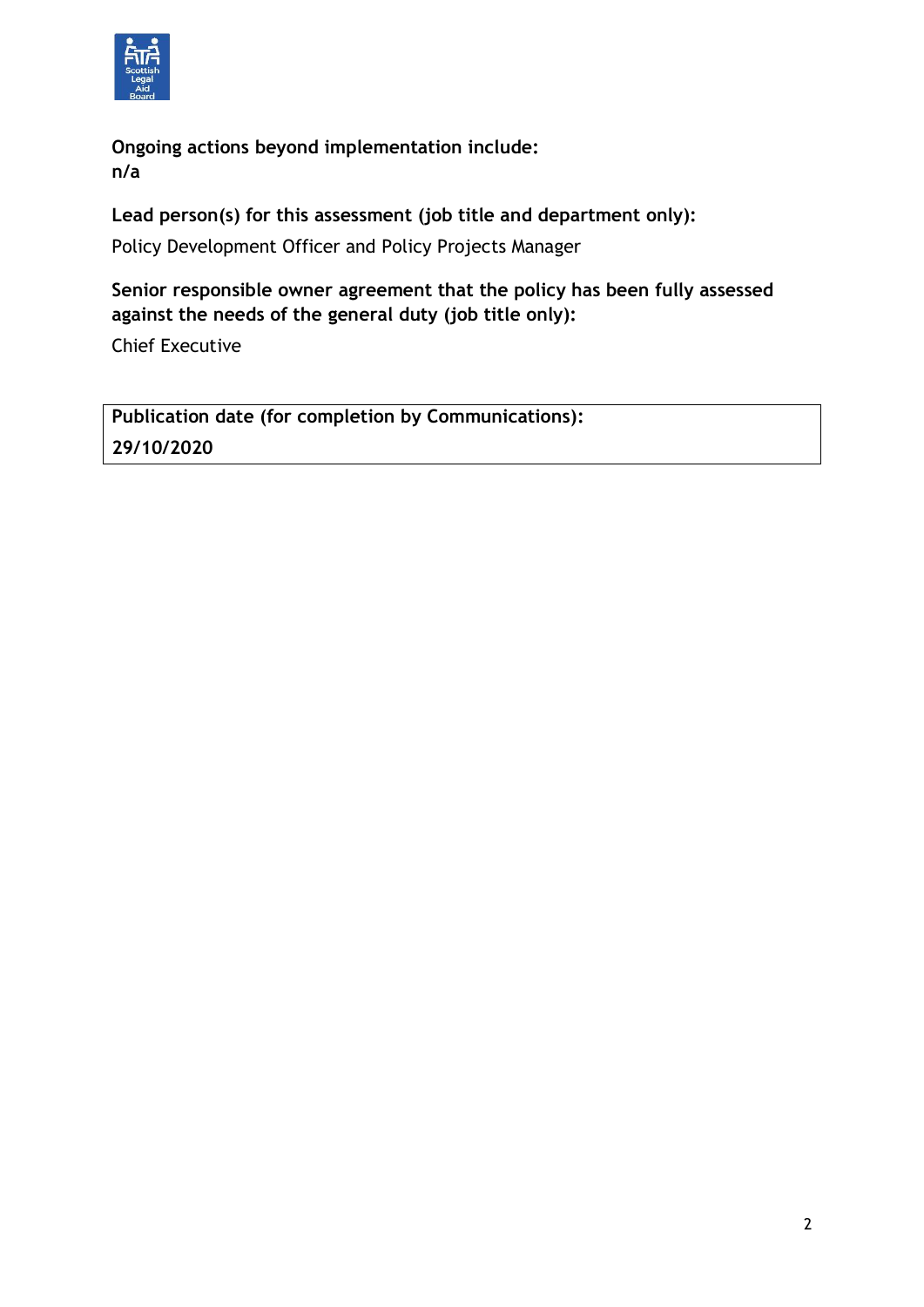**Ongoing actions beyond implementation include:**
**n/a**

**Lead person(s) for this assessment (job title and department only):**

Policy Development Officer and Policy Projects Manager

**Senior responsible owner agreement that the policy has been fully assessed against the needs of the general duty (job title only):**

Chief Executive

| **Publication date (for completion by Communications):** |
|---|
| **29/10/2020** |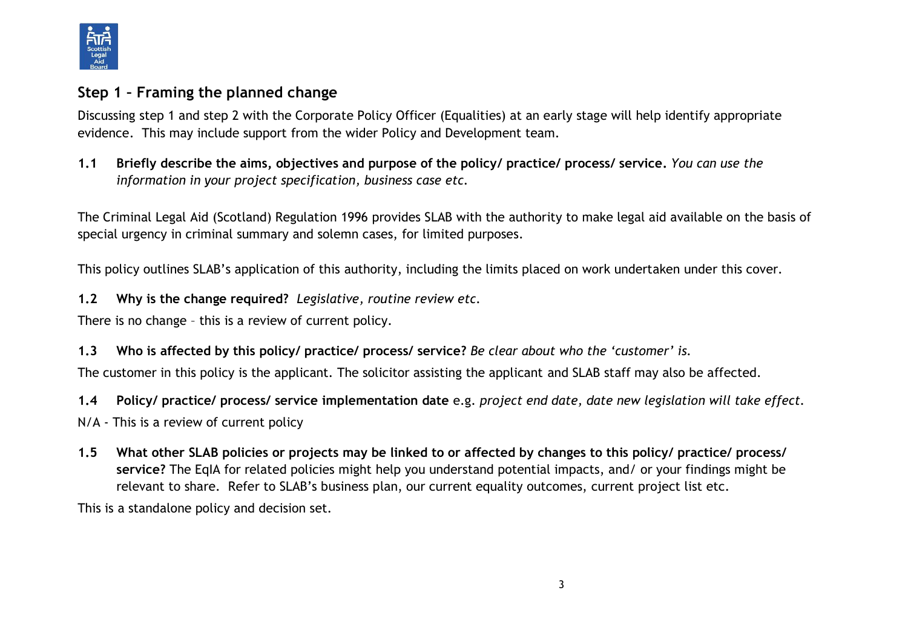## Step 1 – Framing the planned change

Discussing step 1 and step 2 with the Corporate Policy Officer (Equalities) at an early stage will help identify appropriate evidence. This may include support from the wider Policy and Development team.

**1.1 Briefly describe the aims, objectives and purpose of the policy/ practice/ process/ service.** *You can use the information in your project specification, business case etc.*

The Criminal Legal Aid (Scotland) Regulation 1996 provides SLAB with the authority to make legal aid available on the basis of special urgency in criminal summary and solemn cases, for limited purposes.

This policy outlines SLAB's application of this authority, including the limits placed on work undertaken under this cover.

**1.2 Why is the change required?** *Legislative, routine review etc.*

There is no change – this is a review of current policy.

**1.3 Who is affected by this policy/ practice/ process/ service?** *Be clear about who the 'customer' is.*

The customer in this policy is the applicant. The solicitor assisting the applicant and SLAB staff may also be affected.

**1.4 Policy/ practice/ process/ service implementation date** e.g. *project end date, date new legislation will take effect.*

N/A - This is a review of current policy

**1.5 What other SLAB policies or projects may be linked to or affected by changes to this policy/ practice/ process/ service?** The EqIA for related policies might help you understand potential impacts, and/ or your findings might be relevant to share. Refer to SLAB's business plan, our current equality outcomes, current project list etc.

This is a standalone policy and decision set.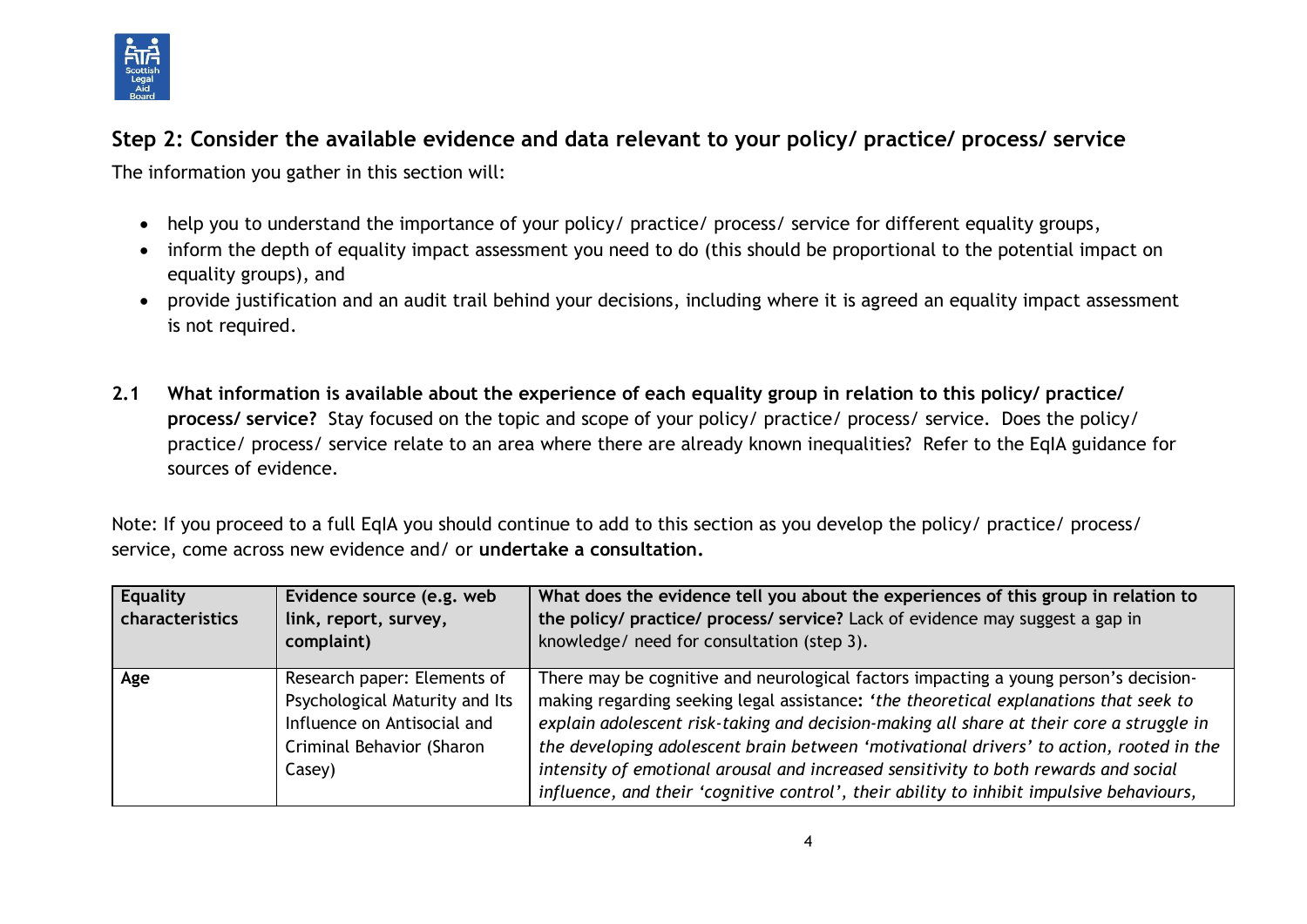## Step 2: Consider the available evidence and data relevant to your policy/ practice/ process/ service

The information you gather in this section will:

- help you to understand the importance of your policy/ practice/ process/ service for different equality groups,
- inform the depth of equality impact assessment you need to do (this should be proportional to the potential impact on equality groups), and
- provide justification and an audit trail behind your decisions, including where it is agreed an equality impact assessment is not required.

**2.1 What information is available about the experience of each equality group in relation to this policy/ practice/ process/ service?** Stay focused on the topic and scope of your policy/ practice/ process/ service. Does the policy/ practice/ process/ service relate to an area where there are already known inequalities? Refer to the EqIA guidance for sources of evidence.

Note: If you proceed to a full EqIA you should continue to add to this section as you develop the policy/ practice/ process/ service, come across new evidence and/ or **undertake a consultation.**

| Equality characteristics | Evidence source (e.g. web link, report, survey, complaint) | What does the evidence tell you about the experiences of this group in relation to the policy/ practice/ process/ service? Lack of evidence may suggest a gap in knowledge/ need for consultation (step 3). |
|---|---|---|
| **Age** | Research paper: Elements of Psychological Maturity and Its Influence on Antisocial and Criminal Behavior (Sharon Casey) | There may be cognitive and neurological factors impacting a young person's decision-making regarding seeking legal assistance: *'the theoretical explanations that seek to explain adolescent risk-taking and decision-making all share at their core a struggle in the developing adolescent brain between 'motivational drivers' to action, rooted in the intensity of emotional arousal and increased sensitivity to both rewards and social influence, and their 'cognitive control', their ability to inhibit impulsive behaviours,* |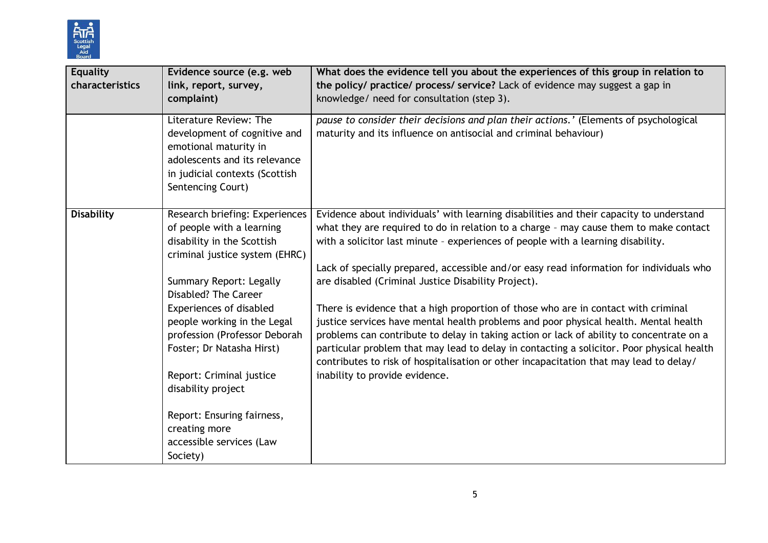| Equality characteristics | Evidence source (e.g. web link, report, survey, complaint) | **What does the evidence tell you about the experiences of this group in relation to the policy/ practice/ process/ service?** Lack of evidence may suggest a gap in knowledge/ need for consultation (step 3). |
|---|---|---|
| | Literature Review: The development of cognitive and emotional maturity in adolescents and its relevance in judicial contexts (Scottish Sentencing Court) | *pause to consider their decisions and plan their actions.'* (Elements of psychological maturity and its influence on antisocial and criminal behaviour) |
| **Disability** | Research briefing: Experiences of people with a learning disability in the Scottish criminal justice system (EHRC)<br><br>Summary Report: Legally Disabled? The Career Experiences of disabled people working in the Legal profession (Professor Deborah Foster; Dr Natasha Hirst)<br><br>Report: Criminal justice disability project<br><br>Report: Ensuring fairness, creating more accessible services (Law Society) | Evidence about individuals' with learning disabilities and their capacity to understand what they are required to do in relation to a charge – may cause them to make contact with a solicitor last minute – experiences of people with a learning disability.<br><br>Lack of specially prepared, accessible and/or easy read information for individuals who are disabled (Criminal Justice Disability Project).<br><br>There is evidence that a high proportion of those who are in contact with criminal justice services have mental health problems and poor physical health. Mental health problems can contribute to delay in taking action or lack of ability to concentrate on a particular problem that may lead to delay in contacting a solicitor. Poor physical health contributes to risk of hospitalisation or other incapacitation that may lead to delay/ inability to provide evidence. |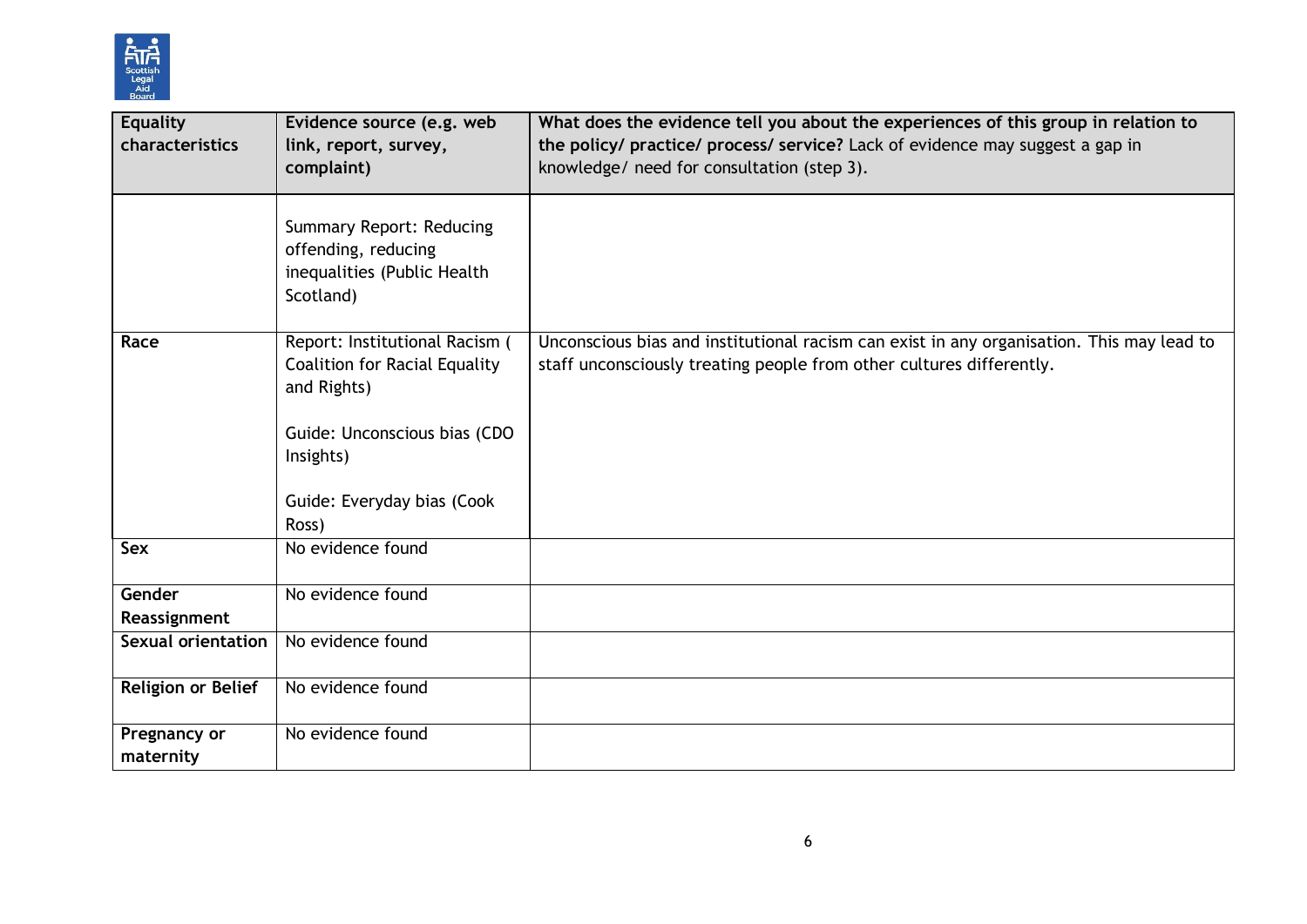| Equality characteristics | Evidence source (e.g. web link, report, survey, complaint) | **What does the evidence tell you about the experiences of this group in relation to the policy/ practice/ process/ service?** Lack of evidence may suggest a gap in knowledge/ need for consultation (step 3). |
|---|---|---|
| | Summary Report: Reducing offending, reducing inequalities (Public Health Scotland) | |
| **Race** | Report: Institutional Racism ( Coalition for Racial Equality and Rights)<br><br>Guide: Unconscious bias (CDO Insights)<br><br>Guide: Everyday bias (Cook Ross) | Unconscious bias and institutional racism can exist in any organisation. This may lead to staff unconsciously treating people from other cultures differently. |
| **Sex** | No evidence found | |
| **Gender Reassignment** | No evidence found | |
| **Sexual orientation** | No evidence found | |
| **Religion or Belief** | No evidence found | |
| **Pregnancy or maternity** | No evidence found | |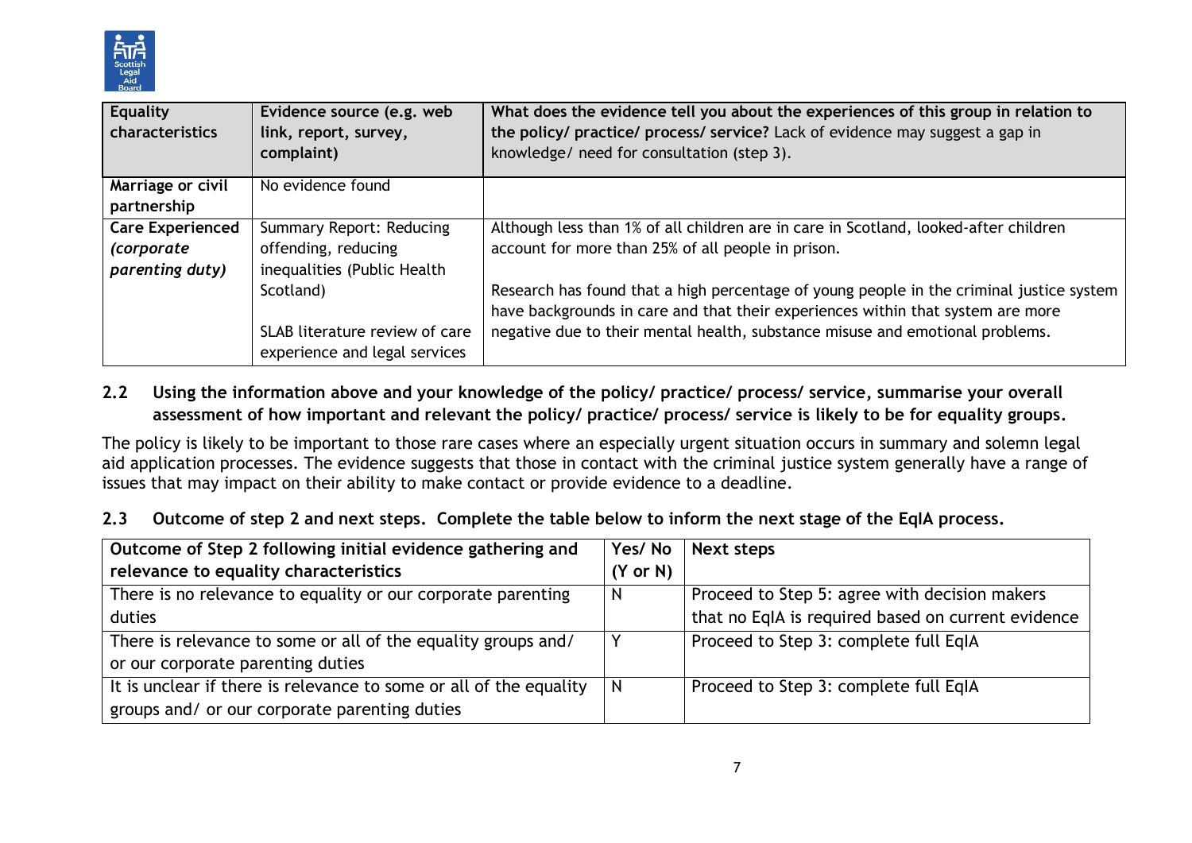| Equality characteristics | Evidence source (e.g. web link, report, survey, complaint) | What does the evidence tell you about the experiences of this group in relation to the policy/ practice/ process/ service? Lack of evidence may suggest a gap in knowledge/ need for consultation (step 3). |
|---|---|---|
| Marriage or civil partnership | No evidence found | |
| Care Experienced *(corporate parenting duty)* | Summary Report: Reducing offending, reducing inequalities (Public Health Scotland)<br><br>SLAB literature review of care experience and legal services | Although less than 1% of all children are in care in Scotland, looked-after children account for more than 25% of all people in prison.<br><br>Research has found that a high percentage of young people in the criminal justice system have backgrounds in care and that their experiences within that system are more negative due to their mental health, substance misuse and emotional problems. |

### 2.2 Using the information above and your knowledge of the policy/ practice/ process/ service, summarise your overall assessment of how important and relevant the policy/ practice/ process/ service is likely to be for equality groups.

The policy is likely to be important to those rare cases where an especially urgent situation occurs in summary and solemn legal aid application processes. The evidence suggests that those in contact with the criminal justice system generally have a range of issues that may impact on their ability to make contact or provide evidence to a deadline.

### 2.3 Outcome of step 2 and next steps. Complete the table below to inform the next stage of the EqIA process.

| Outcome of Step 2 following initial evidence gathering and relevance to equality characteristics | Yes/ No (Y or N) | Next steps |
|---|---|---|
| There is no relevance to equality or our corporate parenting duties | N | Proceed to Step 5: agree with decision makers that no EqIA is required based on current evidence |
| There is relevance to some or all of the equality groups and/ or our corporate parenting duties | Y | Proceed to Step 3: complete full EqIA |
| It is unclear if there is relevance to some or all of the equality groups and/ or our corporate parenting duties | N | Proceed to Step 3: complete full EqIA |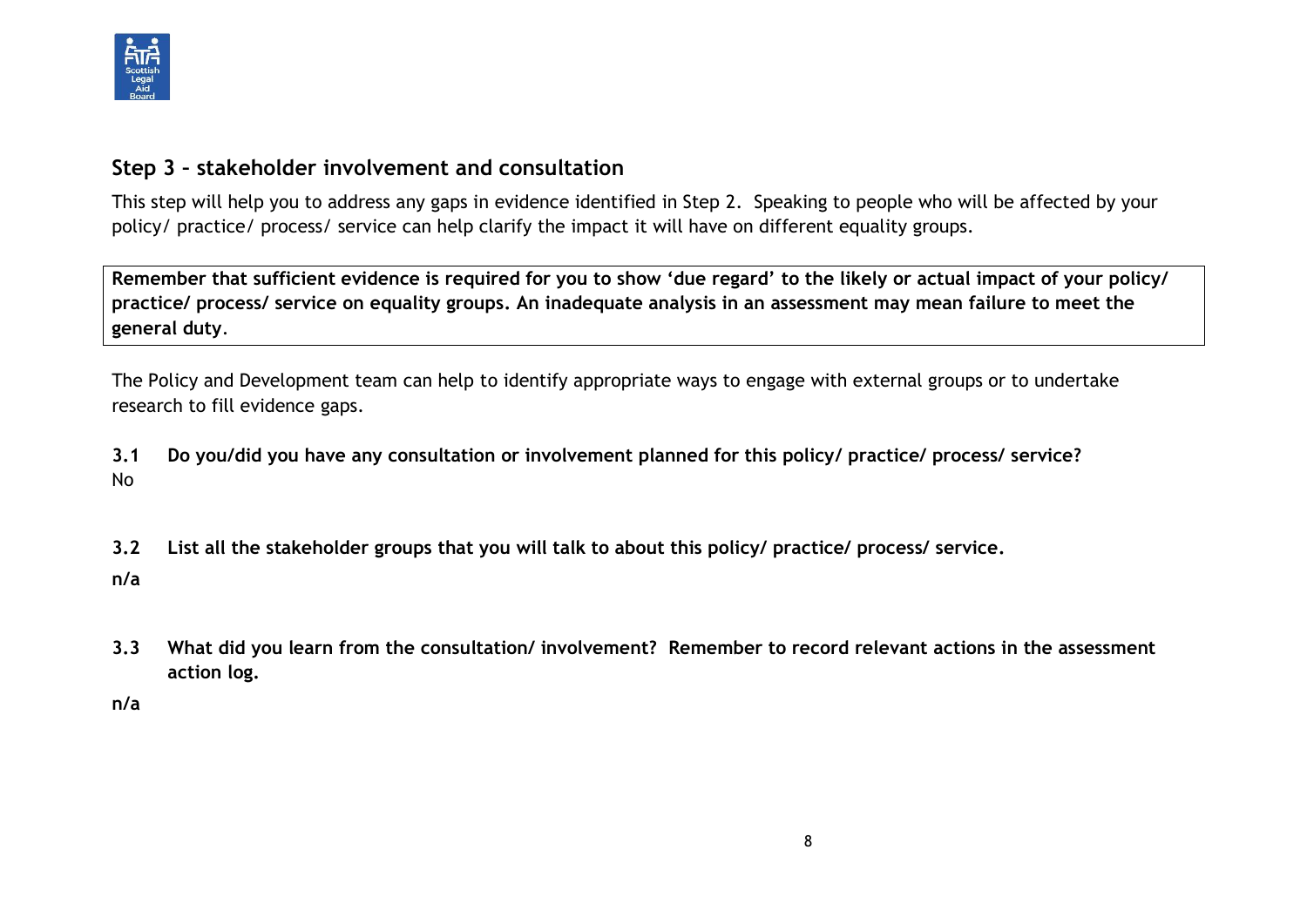## Step 3 – stakeholder involvement and consultation

This step will help you to address any gaps in evidence identified in Step 2. Speaking to people who will be affected by your policy/ practice/ process/ service can help clarify the impact it will have on different equality groups.

**Remember that sufficient evidence is required for you to show 'due regard' to the likely or actual impact of your policy/ practice/ process/ service on equality groups. An inadequate analysis in an assessment may mean failure to meet the general duty.**

The Policy and Development team can help to identify appropriate ways to engage with external groups or to undertake research to fill evidence gaps.

**3.1 Do you/did you have any consultation or involvement planned for this policy/ practice/ process/ service?**

No

**3.2 List all the stakeholder groups that you will talk to about this policy/ practice/ process/ service.**

**n/a**

**3.3 What did you learn from the consultation/ involvement? Remember to record relevant actions in the assessment action log.**

**n/a**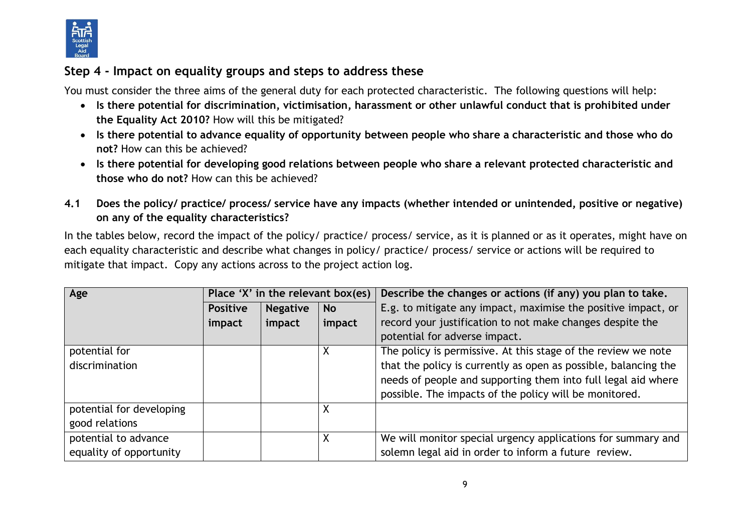## Step 4 - Impact on equality groups and steps to address these

You must consider the three aims of the general duty for each protected characteristic. The following questions will help:

- **Is there potential for discrimination, victimisation, harassment or other unlawful conduct that is prohibited under the Equality Act 2010?** How will this be mitigated?
- **Is there potential to advance equality of opportunity between people who share a characteristic and those who do not?** How can this be achieved?
- **Is there potential for developing good relations between people who share a relevant protected characteristic and those who do not?** How can this be achieved?

**4.1 Does the policy/ practice/ process/ service have any impacts (whether intended or unintended, positive or negative) on any of the equality characteristics?**

In the tables below, record the impact of the policy/ practice/ process/ service, as it is planned or as it operates, might have on each equality characteristic and describe what changes in policy/ practice/ process/ service or actions will be required to mitigate that impact. Copy any actions across to the project action log.

| Age | Place 'X' in the relevant box(es) | | | Describe the changes or actions (if any) you plan to take. E.g. to mitigate any impact, maximise the positive impact, or record your justification to not make changes despite the potential for adverse impact. |
|---|---|---|---|---|
| | **Positive impact** | **Negative impact** | **No impact** | |
| potential for discrimination | | | X | The policy is permissive. At this stage of the review we note that the policy is currently as open as possible, balancing the needs of people and supporting them into full legal aid where possible. The impacts of the policy will be monitored. |
| potential for developing good relations | | | X | |
| potential to advance equality of opportunity | | | X | We will monitor special urgency applications for summary and solemn legal aid in order to inform a future review. |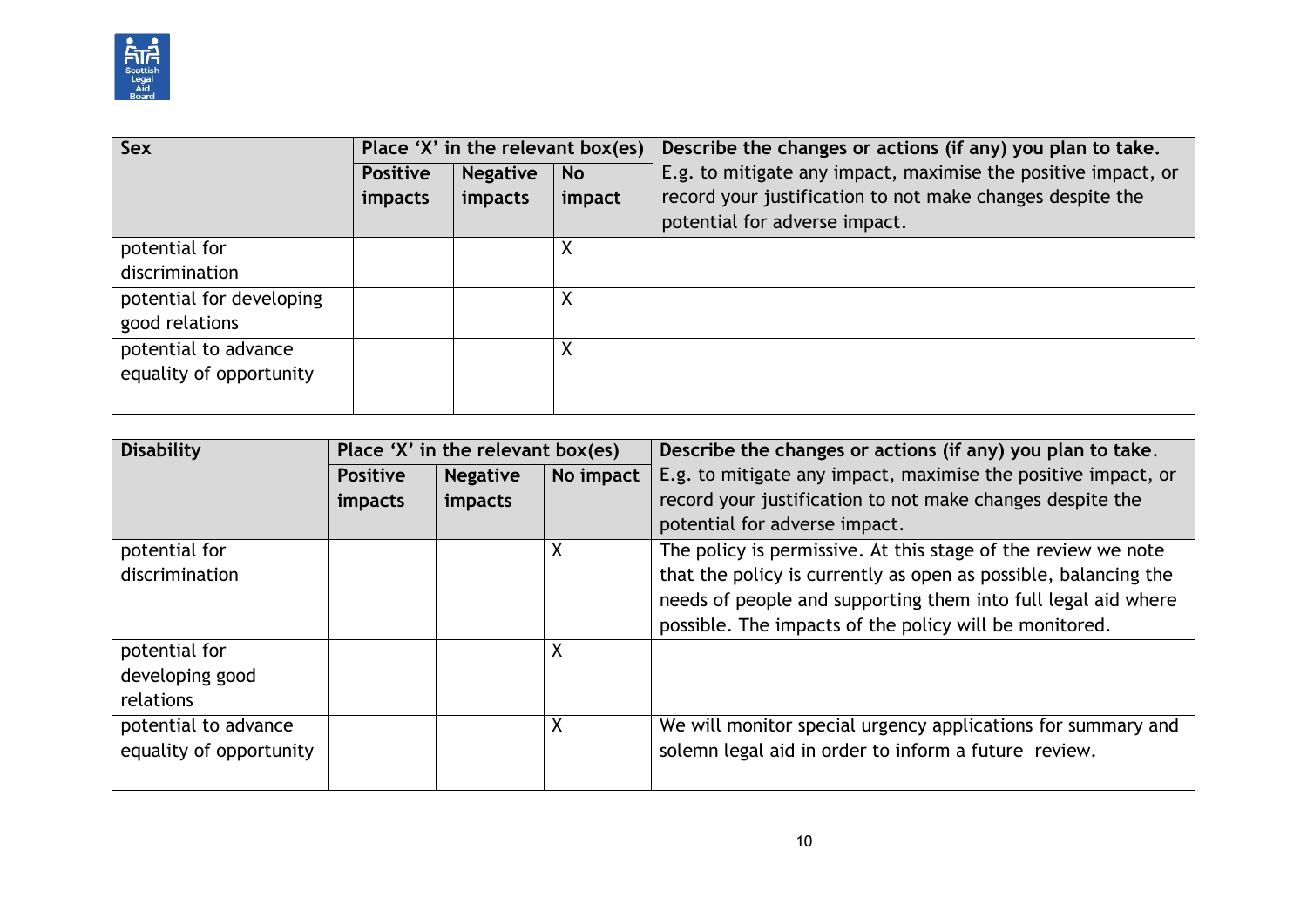| Sex | Place 'X' in the relevant box(es) | | | Describe the changes or actions (if any) you plan to take. |
|---|---|---|---|---|
| | **Positive impacts** | **Negative impacts** | **No impact** | E.g. to mitigate any impact, maximise the positive impact, or record your justification to not make changes despite the potential for adverse impact. |
| potential for discrimination | | | X | |
| potential for developing good relations | | | X | |
| potential to advance equality of opportunity | | | X | |

| Disability | Place 'X' in the relevant box(es) | | | Describe the changes or actions (if any) you plan to take. |
|---|---|---|---|---|
| | **Positive impacts** | **Negative impacts** | **No impact** | E.g. to mitigate any impact, maximise the positive impact, or record your justification to not make changes despite the potential for adverse impact. |
| potential for discrimination | | | X | The policy is permissive. At this stage of the review we note that the policy is currently as open as possible, balancing the needs of people and supporting them into full legal aid where possible. The impacts of the policy will be monitored. |
| potential for developing good relations | | | X | |
| potential to advance equality of opportunity | | | X | We will monitor special urgency applications for summary and solemn legal aid in order to inform a future review. |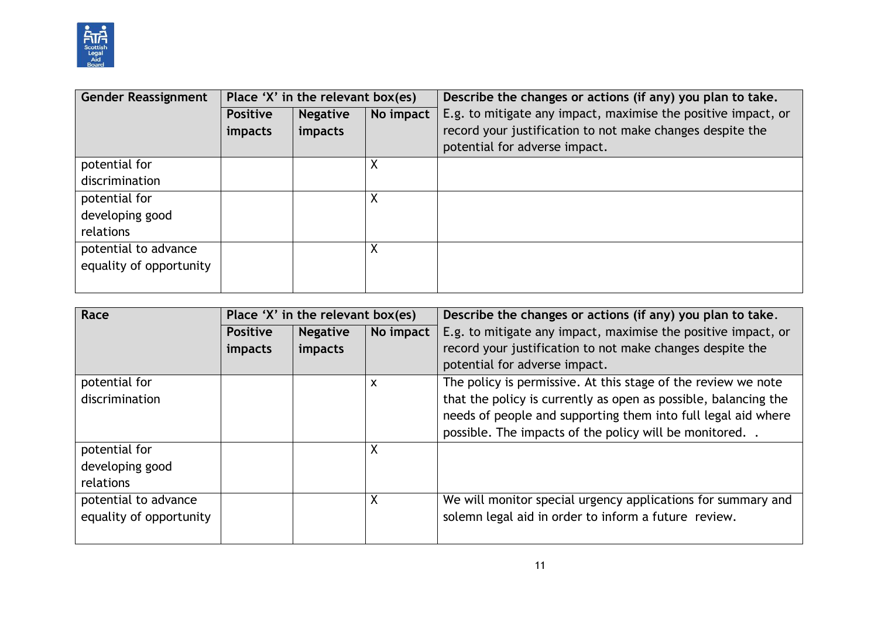| Gender Reassignment | Place 'X' in the relevant box(es) | | | Describe the changes or actions (if any) you plan to take. |
|---|---|---|---|---|
| | Positive impacts | Negative impacts | No impact | E.g. to mitigate any impact, maximise the positive impact, or record your justification to not make changes despite the potential for adverse impact. |
| potential for discrimination | | | X | |
| potential for developing good relations | | | X | |
| potential to advance equality of opportunity | | | X | |

| Race | Place 'X' in the relevant box(es) | | | Describe the changes or actions (if any) you plan to take. |
|---|---|---|---|---|
| | Positive impacts | Negative impacts | No impact | E.g. to mitigate any impact, maximise the positive impact, or record your justification to not make changes despite the potential for adverse impact. |
| potential for discrimination | | | x | The policy is permissive. At this stage of the review we note that the policy is currently as open as possible, balancing the needs of people and supporting them into full legal aid where possible. The impacts of the policy will be monitored. . |
| potential for developing good relations | | | X | |
| potential to advance equality of opportunity | | | X | We will monitor special urgency applications for summary and solemn legal aid in order to inform a future review. |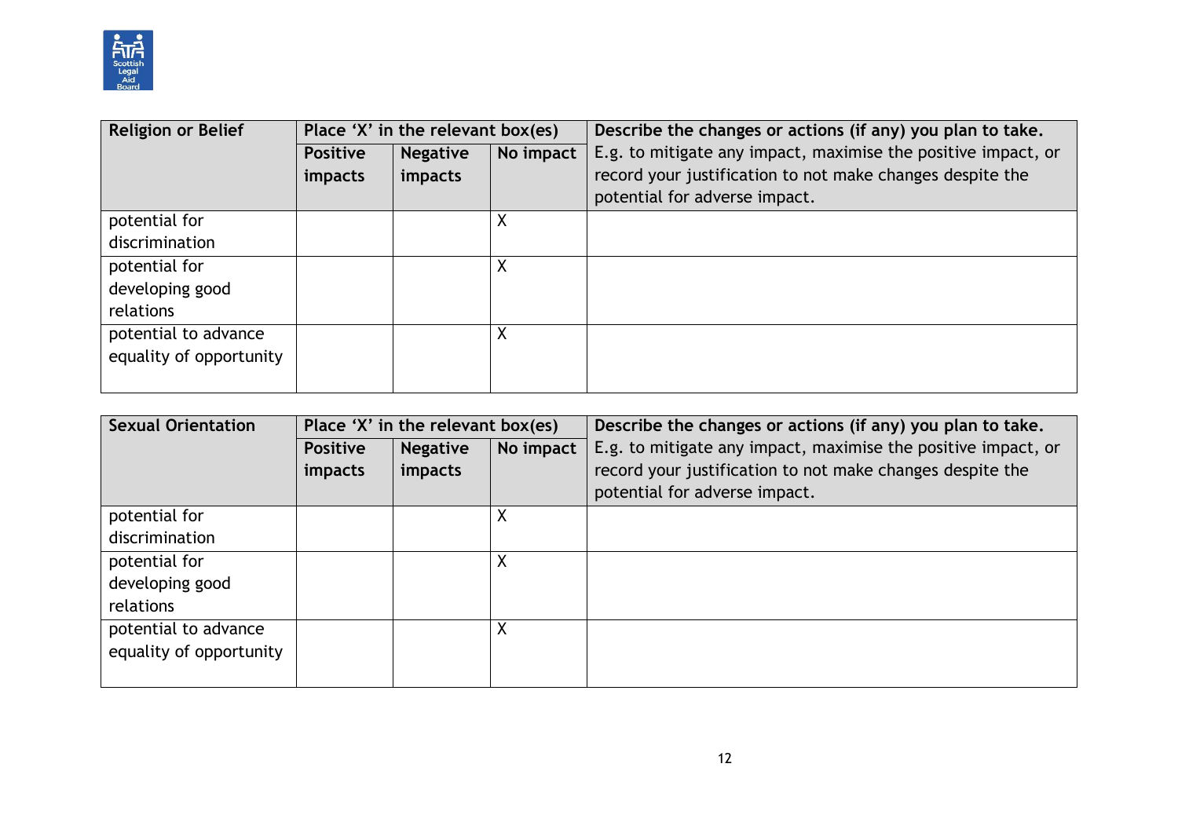| **Religion or Belief** | **Place 'X' in the relevant box(es)** | | | **Describe the changes or actions (if any) you plan to take.** |
|---|---|---|---|---|
| | **Positive impacts** | **Negative impacts** | **No impact** | E.g. to mitigate any impact, maximise the positive impact, or record your justification to not make changes despite the potential for adverse impact. |
| potential for discrimination | | | X | |
| potential for developing good relations | | | X | |
| potential to advance equality of opportunity | | | X | |

| **Sexual Orientation** | **Place 'X' in the relevant box(es)** | | | **Describe the changes or actions (if any) you plan to take.** |
|---|---|---|---|---|
| | **Positive impacts** | **Negative impacts** | **No impact** | E.g. to mitigate any impact, maximise the positive impact, or record your justification to not make changes despite the potential for adverse impact. |
| potential for discrimination | | | X | |
| potential for developing good relations | | | X | |
| potential to advance equality of opportunity | | | X | |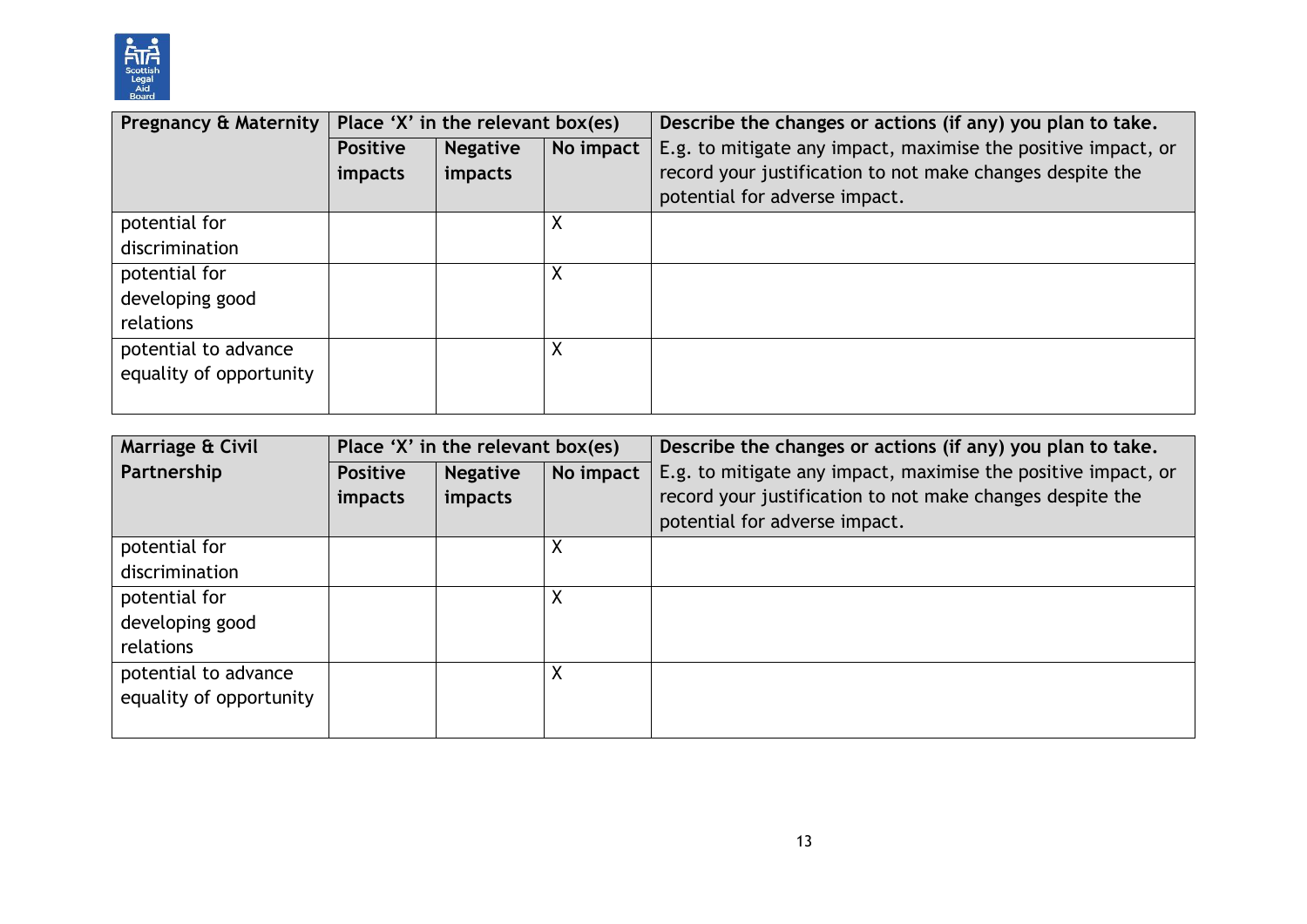| Pregnancy & Maternity | Place 'X' in the relevant box(es) | | | Describe the changes or actions (if any) you plan to take. |
|---|---|---|---|---|
| | **Positive impacts** | **Negative impacts** | **No impact** | E.g. to mitigate any impact, maximise the positive impact, or record your justification to not make changes despite the potential for adverse impact. |
| potential for discrimination | | | X | |
| potential for developing good relations | | | X | |
| potential to advance equality of opportunity | | | X | |

| Marriage & Civil Partnership | Place 'X' in the relevant box(es) | | | Describe the changes or actions (if any) you plan to take. |
|---|---|---|---|---|
| | **Positive impacts** | **Negative impacts** | **No impact** | E.g. to mitigate any impact, maximise the positive impact, or record your justification to not make changes despite the potential for adverse impact. |
| potential for discrimination | | | X | |
| potential for developing good relations | | | X | |
| potential to advance equality of opportunity | | | X | |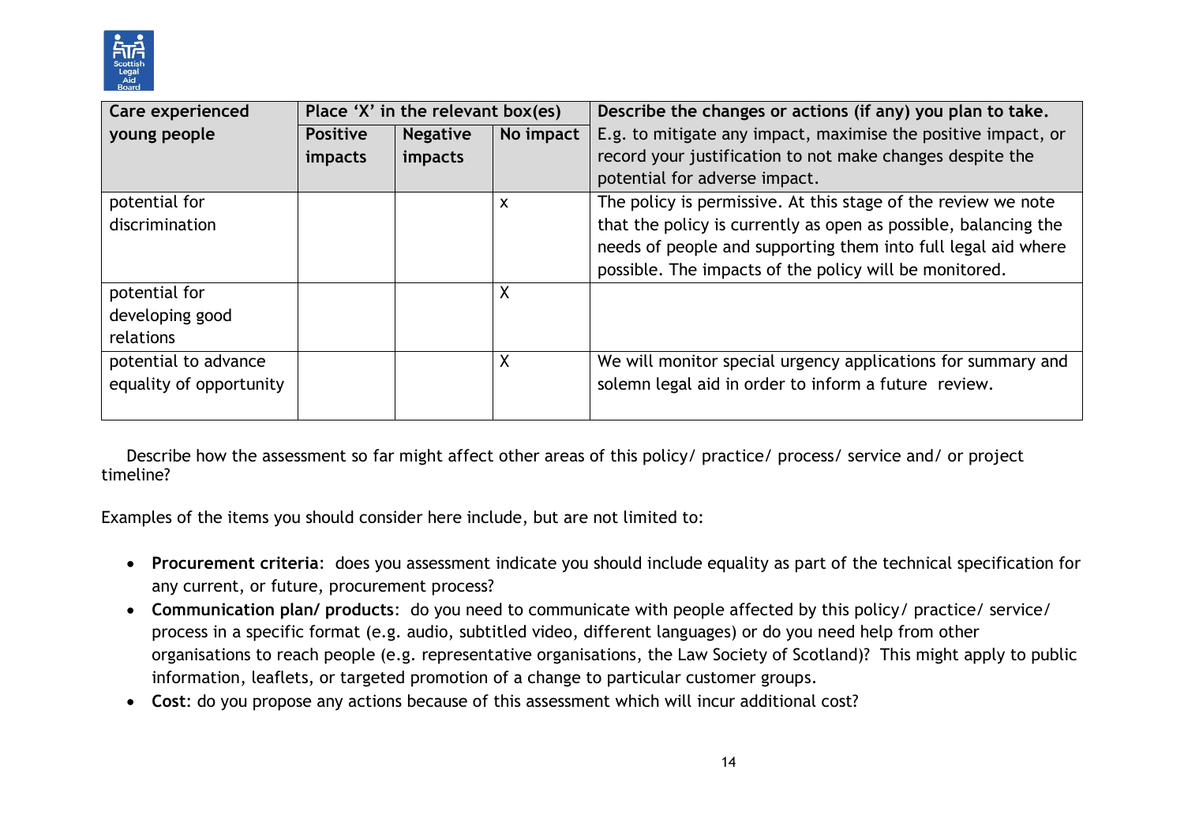| Care experienced young people | Place 'X' in the relevant box(es) | | | Describe the changes or actions (if any) you plan to take. E.g. to mitigate any impact, maximise the positive impact, or record your justification to not make changes despite the potential for adverse impact. |
|---|---|---|---|---|
| | **Positive impacts** | **Negative impacts** | **No impact** | |
| potential for discrimination | | | x | The policy is permissive. At this stage of the review we note that the policy is currently as open as possible, balancing the needs of people and supporting them into full legal aid where possible. The impacts of the policy will be monitored. |
| potential for developing good relations | | | X | |
| potential to advance equality of opportunity | | | X | We will monitor special urgency applications for summary and solemn legal aid in order to inform a future review. |

Describe how the assessment so far might affect other areas of this policy/ practice/ process/ service and/ or project timeline?

Examples of the items you should consider here include, but are not limited to:

- **Procurement criteria**: does you assessment indicate you should include equality as part of the technical specification for any current, or future, procurement process?
- **Communication plan/ products**: do you need to communicate with people affected by this policy/ practice/ service/ process in a specific format (e.g. audio, subtitled video, different languages) or do you need help from other organisations to reach people (e.g. representative organisations, the Law Society of Scotland)? This might apply to public information, leaflets, or targeted promotion of a change to particular customer groups.
- **Cost**: do you propose any actions because of this assessment which will incur additional cost?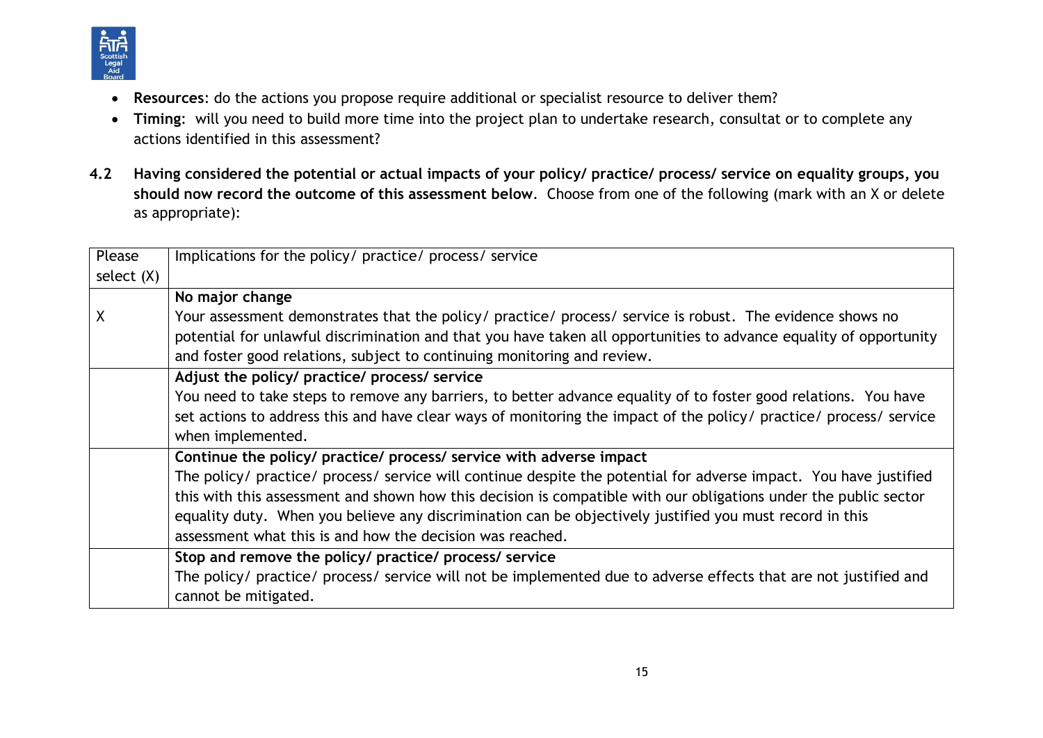- **Resources**: do the actions you propose require additional or specialist resource to deliver them?
- **Timing**: will you need to build more time into the project plan to undertake research, consultat or to complete any actions identified in this assessment?

**4.2 Having considered the potential or actual impacts of your policy/ practice/ process/ service on equality groups, you should now record the outcome of this assessment below**. Choose from one of the following (mark with an X or delete as appropriate):

| Please select (X) | Implications for the policy/ practice/ process/ service |
|---|---|
| X | **No major change**<br>Your assessment demonstrates that the policy/ practice/ process/ service is robust. The evidence shows no potential for unlawful discrimination and that you have taken all opportunities to advance equality of opportunity and foster good relations, subject to continuing monitoring and review. |
| | **Adjust the policy/ practice/ process/ service**<br>You need to take steps to remove any barriers, to better advance equality of to foster good relations. You have set actions to address this and have clear ways of monitoring the impact of the policy/ practice/ process/ service when implemented. |
| | **Continue the policy/ practice/ process/ service with adverse impact**<br>The policy/ practice/ process/ service will continue despite the potential for adverse impact. You have justified this with this assessment and shown how this decision is compatible with our obligations under the public sector equality duty. When you believe any discrimination can be objectively justified you must record in this assessment what this is and how the decision was reached. |
| | **Stop and remove the policy/ practice/ process/ service**<br>The policy/ practice/ process/ service will not be implemented due to adverse effects that are not justified and cannot be mitigated. |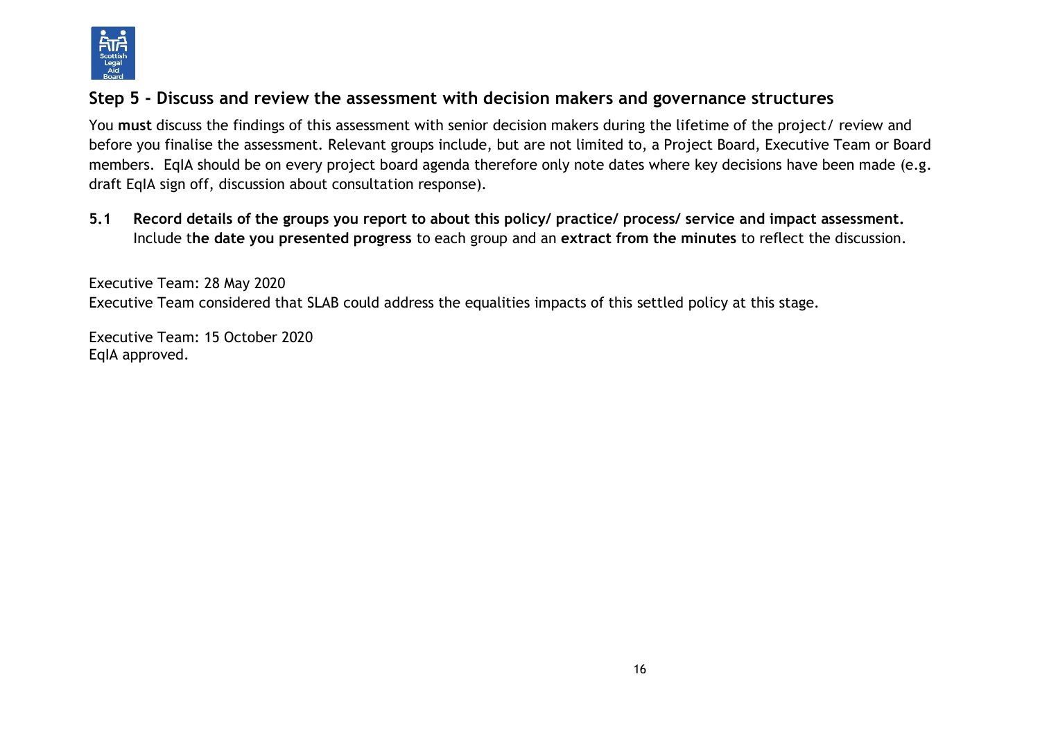## Step 5 - Discuss and review the assessment with decision makers and governance structures

You **must** discuss the findings of this assessment with senior decision makers during the lifetime of the project/ review and before you finalise the assessment. Relevant groups include, but are not limited to, a Project Board, Executive Team or Board members. EqIA should be on every project board agenda therefore only note dates where key decisions have been made (e.g. draft EqIA sign off, discussion about consultation response).

**5.1 Record details of the groups you report to about this policy/ practice/ process/ service and impact assessment.** Include t**he date you presented progress** to each group and an **extract from the minutes** to reflect the discussion.

Executive Team: 28 May 2020
Executive Team considered that SLAB could address the equalities impacts of this settled policy at this stage.

Executive Team: 15 October 2020
EqIA approved.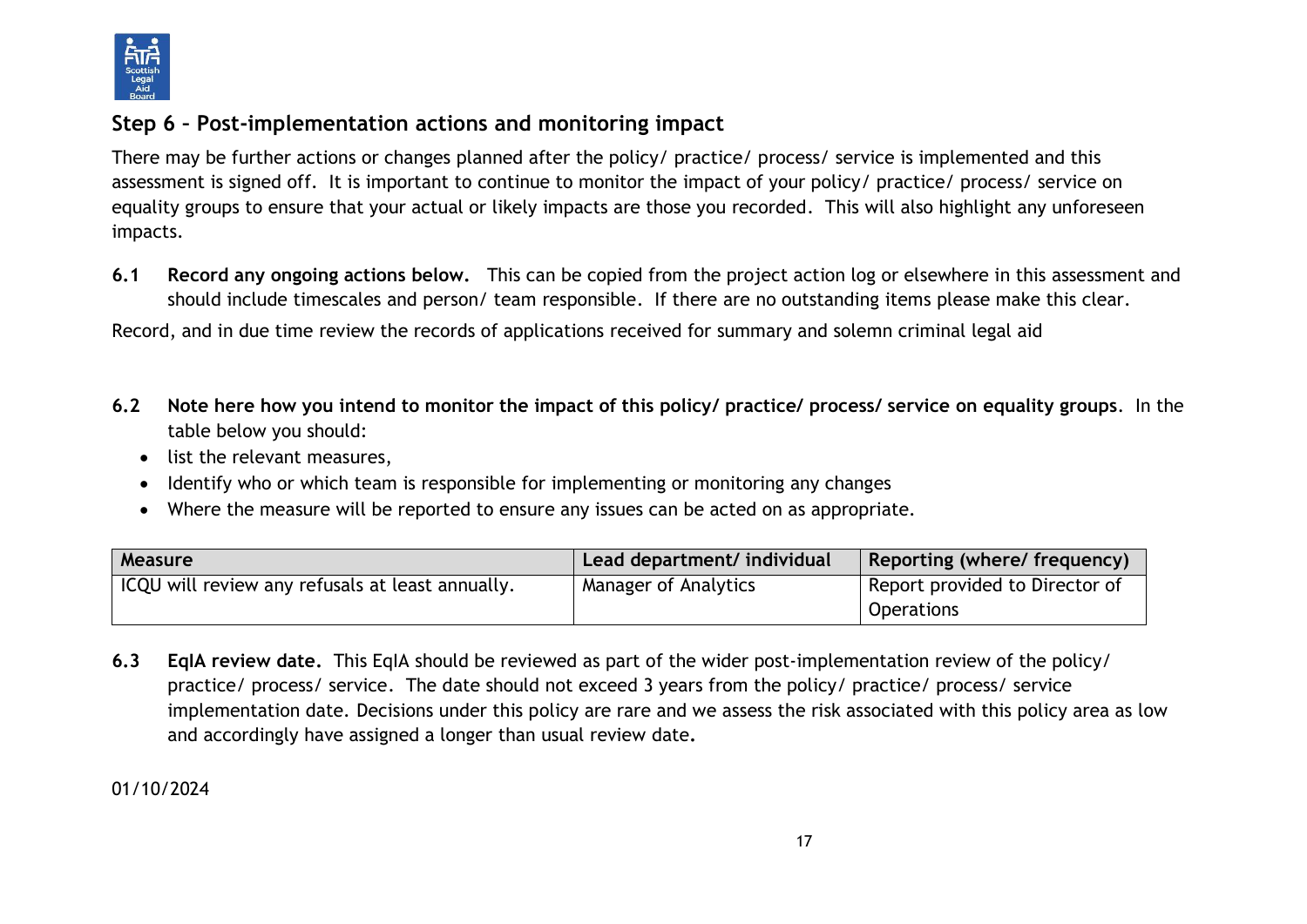## Step 6 – Post-implementation actions and monitoring impact

There may be further actions or changes planned after the policy/ practice/ process/ service is implemented and this assessment is signed off. It is important to continue to monitor the impact of your policy/ practice/ process/ service on equality groups to ensure that your actual or likely impacts are those you recorded. This will also highlight any unforeseen impacts.

**6.1 Record any ongoing actions below.** This can be copied from the project action log or elsewhere in this assessment and should include timescales and person/ team responsible. If there are no outstanding items please make this clear.

Record, and in due time review the records of applications received for summary and solemn criminal legal aid

**6.2 Note here how you intend to monitor the impact of this policy/ practice/ process/ service on equality groups**. In the table below you should:

- list the relevant measures,
- Identify who or which team is responsible for implementing or monitoring any changes
- Where the measure will be reported to ensure any issues can be acted on as appropriate.

| Measure | Lead department/ individual | Reporting (where/ frequency) |
|---|---|---|
| ICQU will review any refusals at least annually. | Manager of Analytics | Report provided to Director of Operations |

**6.3 EqIA review date.** This EqIA should be reviewed as part of the wider post-implementation review of the policy/ practice/ process/ service. The date should not exceed 3 years from the policy/ practice/ process/ service implementation date. Decisions under this policy are rare and we assess the risk associated with this policy area as low and accordingly have assigned a longer than usual review date**.**

01/10/2024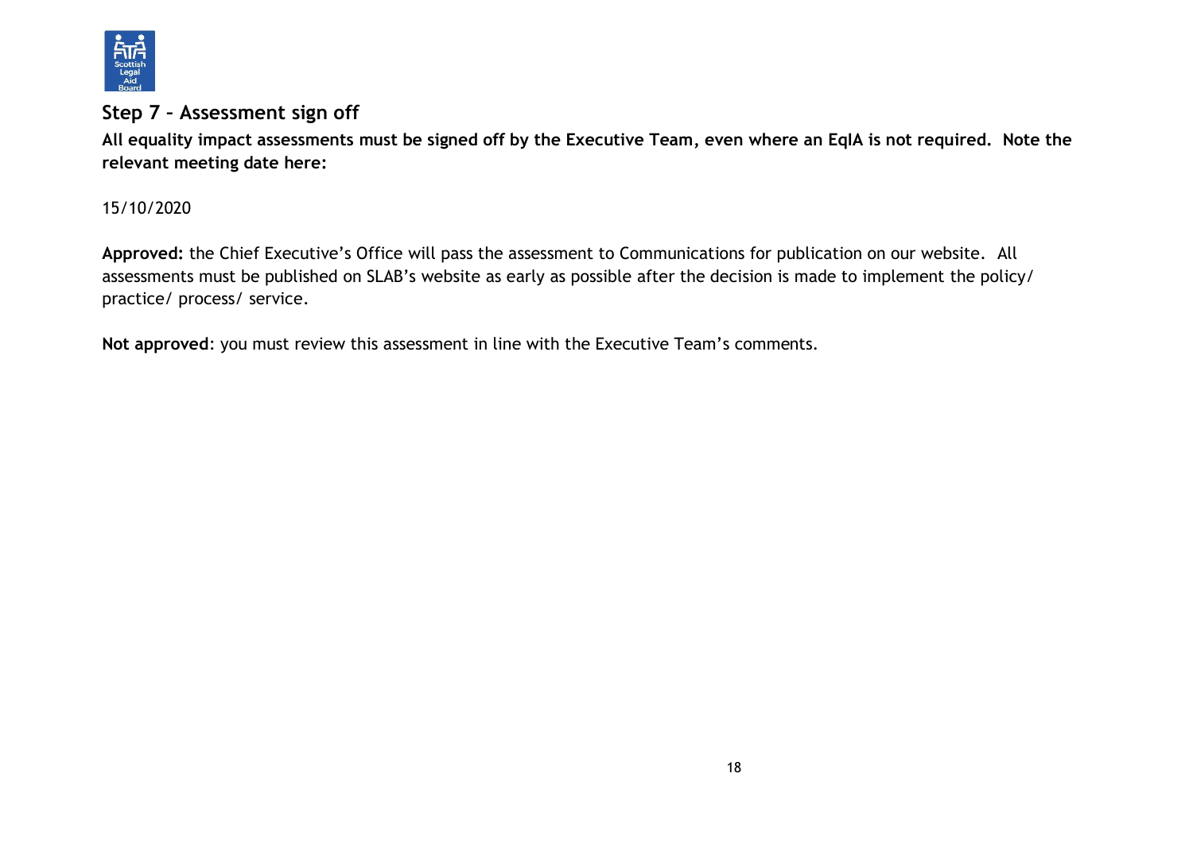## Step 7 – Assessment sign off

**All equality impact assessments must be signed off by the Executive Team, even where an EqIA is not required. Note the relevant meeting date here:**

15/10/2020

**Approved:** the Chief Executive's Office will pass the assessment to Communications for publication on our website. All assessments must be published on SLAB's website as early as possible after the decision is made to implement the policy/ practice/ process/ service.

**Not approved**: you must review this assessment in line with the Executive Team's comments.